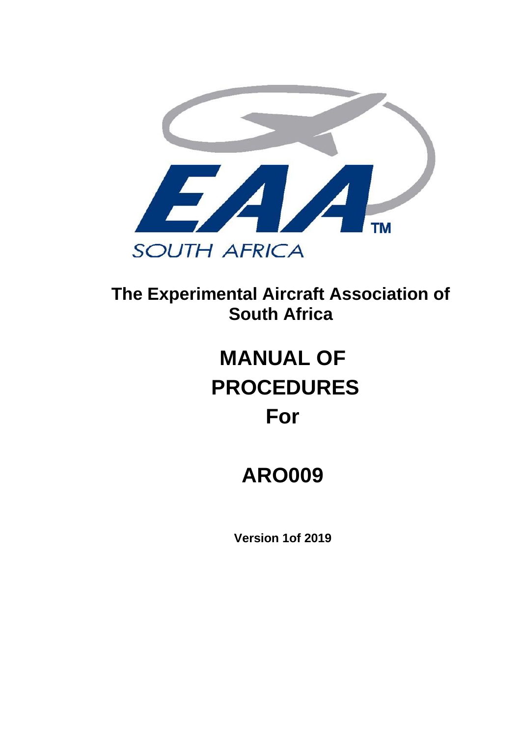EAA™

SOUTH AFRICA

**The Experimental Aircraft Association of South Africa**

# MANUAL OF PROCEDURES For

# ARO009

**Version 1of 2019**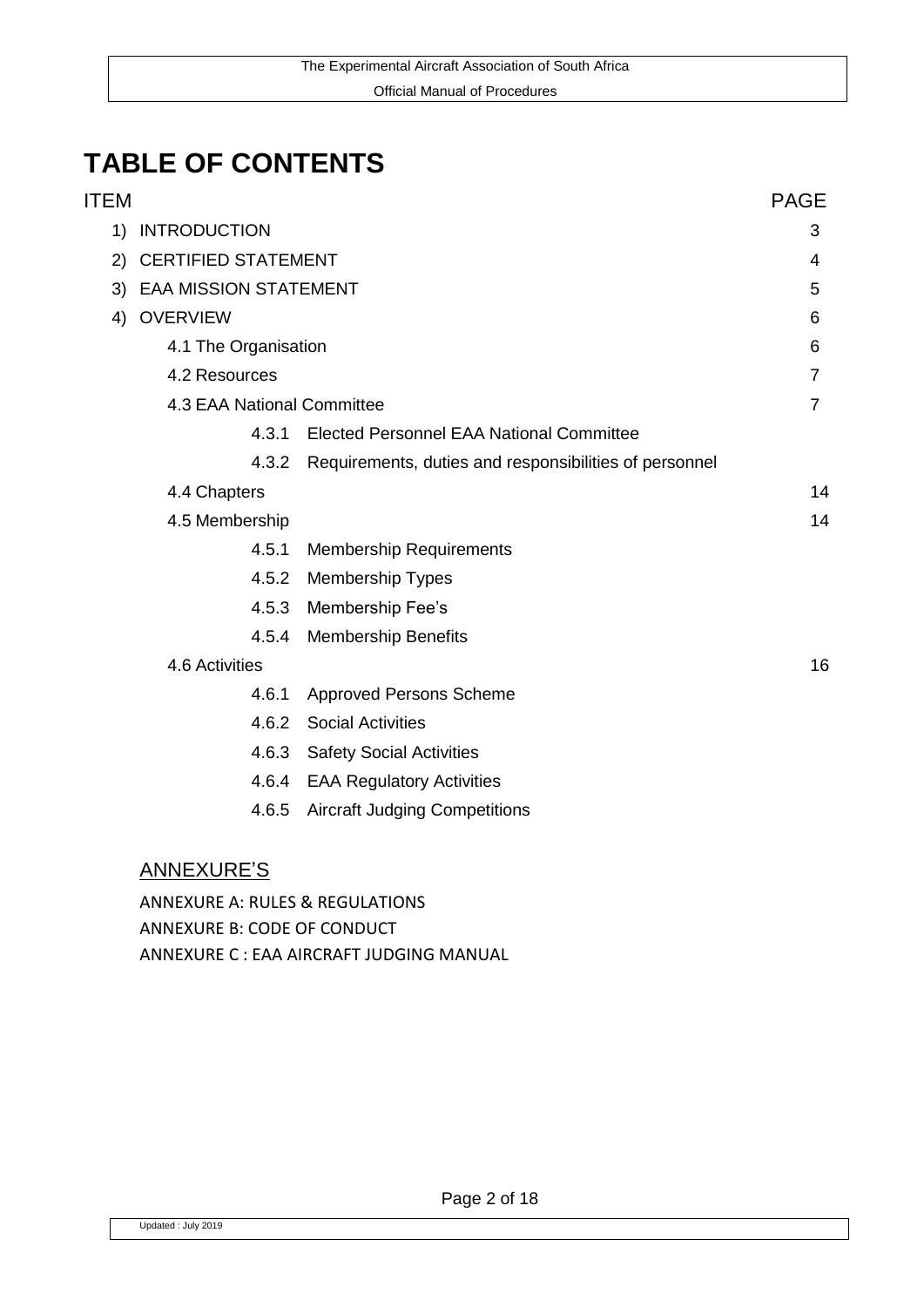# TABLE OF CONTENTS

| ITEM | | PAGE |
|---|---|---|
| 1) INTRODUCTION | | 3 |
| 2) CERTIFIED STATEMENT | | 4 |
| 3) EAA MISSION STATEMENT | | 5 |
| 4) OVERVIEW | | 6 |
| 4.1 The Organisation | | 6 |
| 4.2 Resources | | 7 |
| 4.3 EAA National Committee | | 7 |
| 4.3.1 | Elected Personnel EAA National Committee | |
| 4.3.2 | Requirements, duties and responsibilities of personnel | |
| 4.4 Chapters | | 14 |
| 4.5 Membership | | 14 |
| 4.5.1 | Membership Requirements | |
| 4.5.2 | Membership Types | |
| 4.5.3 | Membership Fee's | |
| 4.5.4 | Membership Benefits | |
| 4.6 Activities | | 16 |
| 4.6.1 | Approved Persons Scheme | |
| 4.6.2 | Social Activities | |
| 4.6.3 | Safety Social Activities | |
| 4.6.4 | EAA Regulatory Activities | |
| 4.6.5 | Aircraft Judging Competitions | |

## ANNEXURE'S

ANNEXURE A: RULES & REGULATIONS
ANNEXURE B: CODE OF CONDUCT
ANNEXURE C : EAA AIRCRAFT JUDGING MANUAL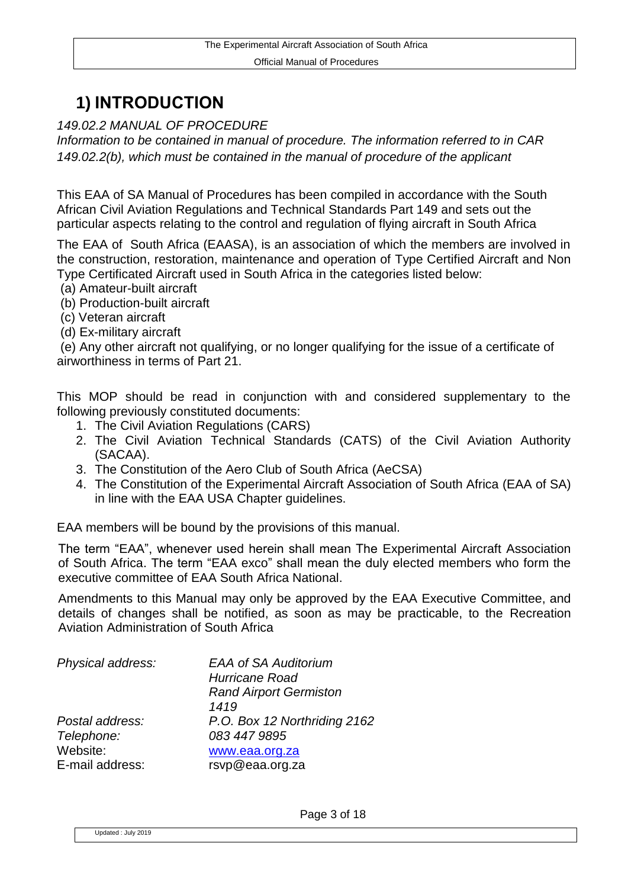# 1) INTRODUCTION

*149.02.2 MANUAL OF PROCEDURE*
*Information to be contained in manual of procedure. The information referred to in CAR 149.02.2(b), which must be contained in the manual of procedure of the applicant*

This EAA of SA Manual of Procedures has been compiled in accordance with the South African Civil Aviation Regulations and Technical Standards Part 149 and sets out the particular aspects relating to the control and regulation of flying aircraft in South Africa

The EAA of South Africa (EAASA), is an association of which the members are involved in the construction, restoration, maintenance and operation of Type Certified Aircraft and Non Type Certificated Aircraft used in South Africa in the categories listed below:

(a) Amateur-built aircraft
(b) Production-built aircraft
(c) Veteran aircraft
(d) Ex-military aircraft
(e) Any other aircraft not qualifying, or no longer qualifying for the issue of a certificate of airworthiness in terms of Part 21.

This MOP should be read in conjunction with and considered supplementary to the following previously constituted documents:

1. The Civil Aviation Regulations (CARS)
2. The Civil Aviation Technical Standards (CATS) of the Civil Aviation Authority (SACAA).
3. The Constitution of the Aero Club of South Africa (AeCSA)
4. The Constitution of the Experimental Aircraft Association of South Africa (EAA of SA) in line with the EAA USA Chapter guidelines.

EAA members will be bound by the provisions of this manual.

The term "EAA", whenever used herein shall mean The Experimental Aircraft Association of South Africa. The term "EAA exco" shall mean the duly elected members who form the executive committee of EAA South Africa National.

Amendments to this Manual may only be approved by the EAA Executive Committee, and details of changes shall be notified, as soon as may be practicable, to the Recreation Aviation Administration of South Africa

| | |
|---|---|
| *Physical address:* | *EAA of SA Auditorium*<br>*Hurricane Road*<br>*Rand Airport Germiston*<br>*1419* |
| *Postal address:* | *P.O. Box 12 Northriding 2162* |
| *Telephone:* | *083 447 9895* |
| Website: | www.eaa.org.za |
| E-mail address: | rsvp@eaa.org.za |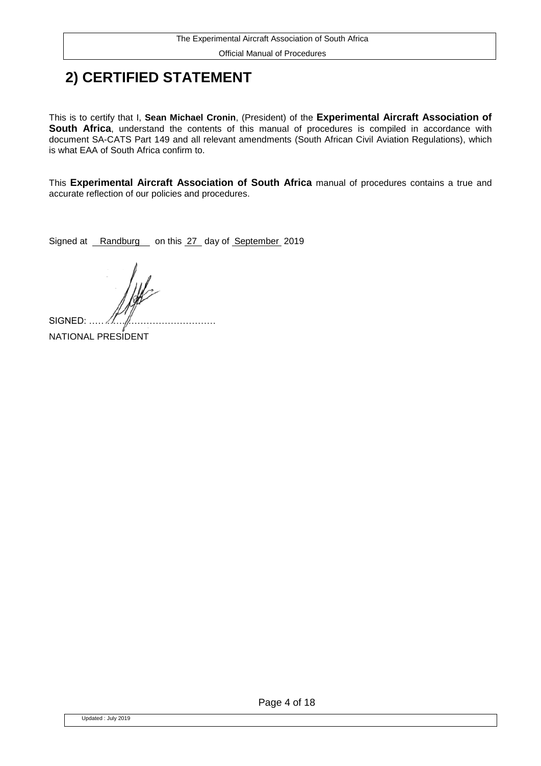## 2) CERTIFIED STATEMENT

This is to certify that I, **Sean Michael Cronin**, (President) of the **Experimental Aircraft Association of South Africa**, understand the contents of this manual of procedures is compiled in accordance with document SA-CATS Part 149 and all relevant amendments (South African Civil Aviation Regulations), which is what EAA of South Africa confirm to.

This **Experimental Aircraft Association of South Africa** manual of procedures contains a true and accurate reflection of our policies and procedures.

Signed at Randburg on this 27 day of September 2019

SIGNED: ………………………………………

NATIONAL PRESIDENT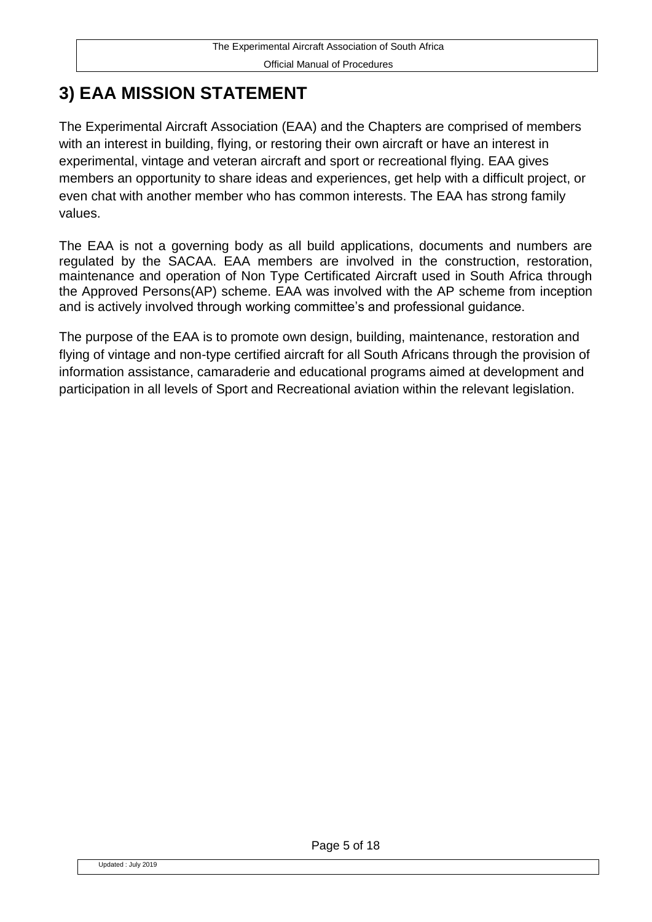# 3) EAA MISSION STATEMENT

The Experimental Aircraft Association (EAA) and the Chapters are comprised of members with an interest in building, flying, or restoring their own aircraft or have an interest in experimental, vintage and veteran aircraft and sport or recreational flying. EAA gives members an opportunity to share ideas and experiences, get help with a difficult project, or even chat with another member who has common interests. The EAA has strong family values.

The EAA is not a governing body as all build applications, documents and numbers are regulated by the SACAA. EAA members are involved in the construction, restoration, maintenance and operation of Non Type Certificated Aircraft used in South Africa through the Approved Persons(AP) scheme. EAA was involved with the AP scheme from inception and is actively involved through working committee's and professional guidance.

The purpose of the EAA is to promote own design, building, maintenance, restoration and flying of vintage and non-type certified aircraft for all South Africans through the provision of information assistance, camaraderie and educational programs aimed at development and participation in all levels of Sport and Recreational aviation within the relevant legislation.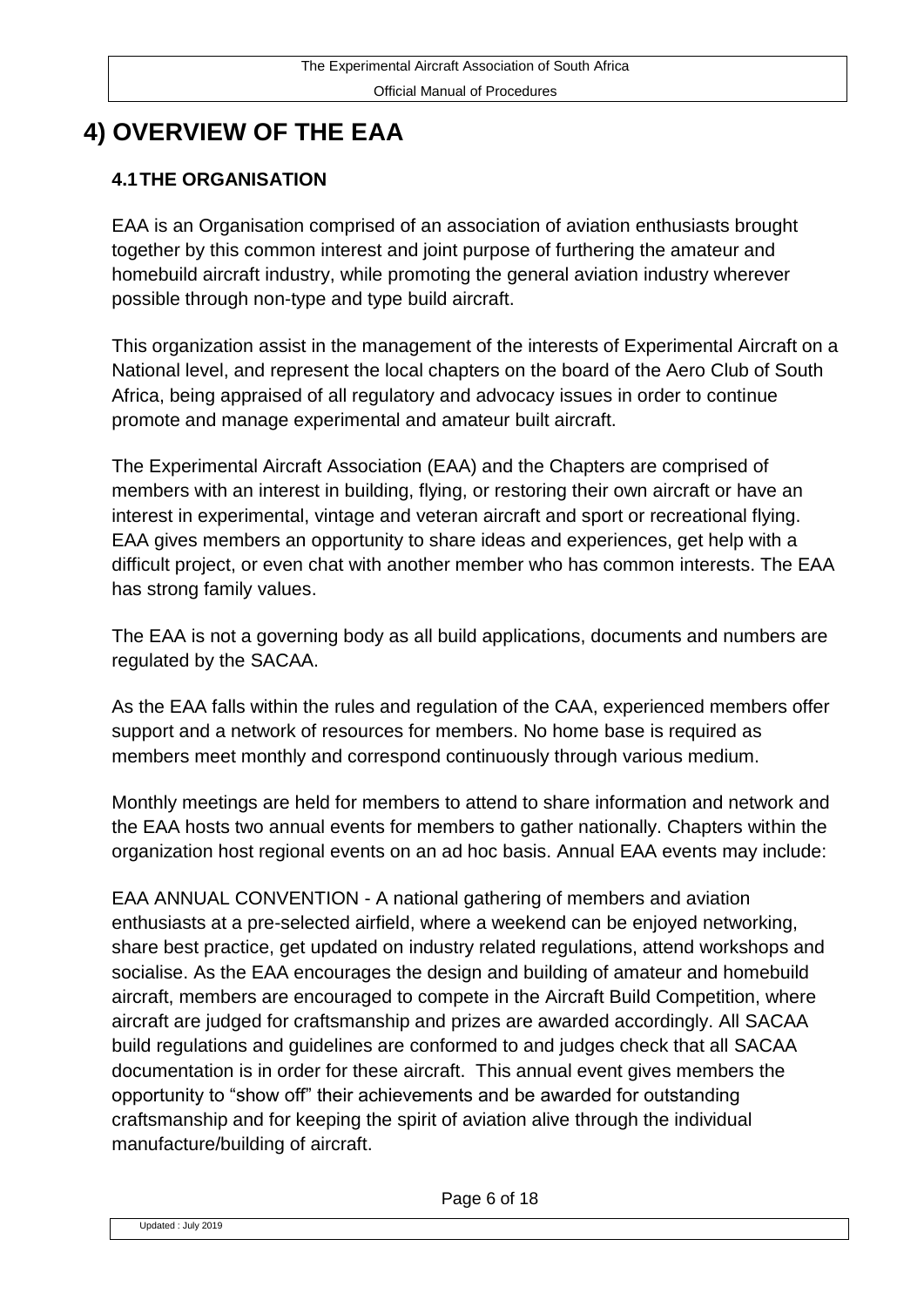# 4) OVERVIEW OF THE EAA

## 4.1 THE ORGANISATION

EAA is an Organisation comprised of an association of aviation enthusiasts brought together by this common interest and joint purpose of furthering the amateur and homebuild aircraft industry, while promoting the general aviation industry wherever possible through non-type and type build aircraft.

This organization assist in the management of the interests of Experimental Aircraft on a National level, and represent the local chapters on the board of the Aero Club of South Africa, being appraised of all regulatory and advocacy issues in order to continue promote and manage experimental and amateur built aircraft.

The Experimental Aircraft Association (EAA) and the Chapters are comprised of members with an interest in building, flying, or restoring their own aircraft or have an interest in experimental, vintage and veteran aircraft and sport or recreational flying. EAA gives members an opportunity to share ideas and experiences, get help with a difficult project, or even chat with another member who has common interests. The EAA has strong family values.

The EAA is not a governing body as all build applications, documents and numbers are regulated by the SACAA.

As the EAA falls within the rules and regulation of the CAA, experienced members offer support and a network of resources for members. No home base is required as members meet monthly and correspond continuously through various medium.

Monthly meetings are held for members to attend to share information and network and the EAA hosts two annual events for members to gather nationally. Chapters within the organization host regional events on an ad hoc basis. Annual EAA events may include:

EAA ANNUAL CONVENTION - A national gathering of members and aviation enthusiasts at a pre-selected airfield, where a weekend can be enjoyed networking, share best practice, get updated on industry related regulations, attend workshops and socialise. As the EAA encourages the design and building of amateur and homebuild aircraft, members are encouraged to compete in the Aircraft Build Competition, where aircraft are judged for craftsmanship and prizes are awarded accordingly. All SACAA build regulations and guidelines are conformed to and judges check that all SACAA documentation is in order for these aircraft. This annual event gives members the opportunity to "show off" their achievements and be awarded for outstanding craftsmanship and for keeping the spirit of aviation alive through the individual manufacture/building of aircraft.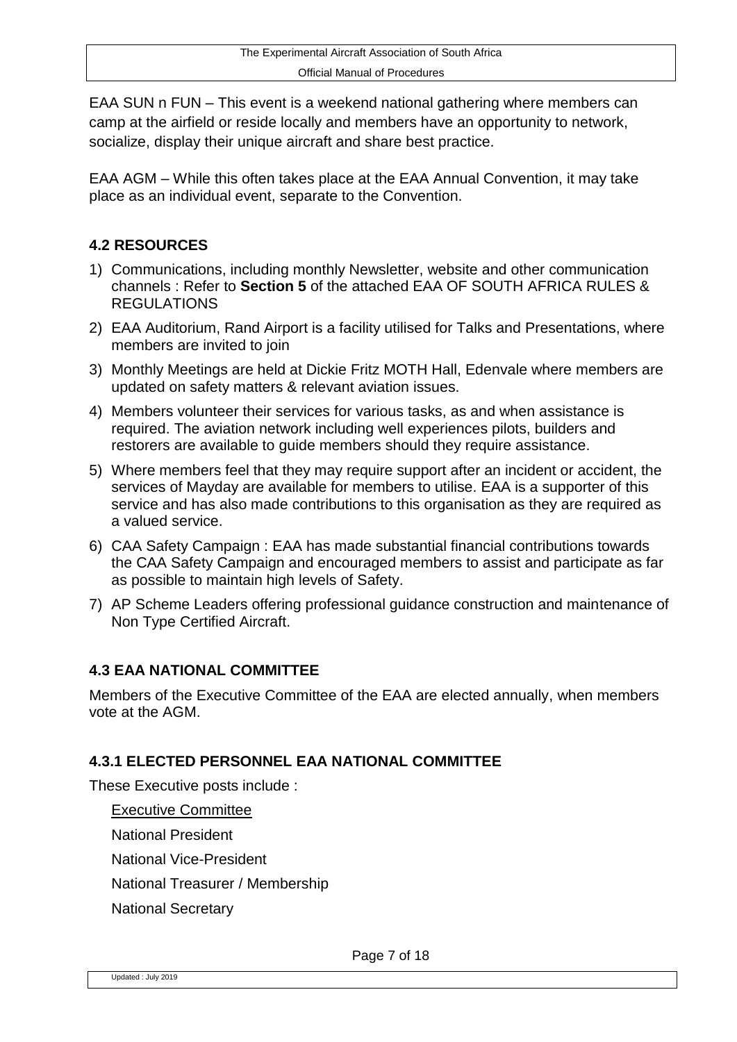EAA SUN n FUN – This event is a weekend national gathering where members can camp at the airfield or reside locally and members have an opportunity to network, socialize, display their unique aircraft and share best practice.

EAA AGM – While this often takes place at the EAA Annual Convention, it may take place as an individual event, separate to the Convention.

## 4.2 RESOURCES

1) Communications, including monthly Newsletter, website and other communication channels : Refer to **Section 5** of the attached EAA OF SOUTH AFRICA RULES & REGULATIONS
2) EAA Auditorium, Rand Airport is a facility utilised for Talks and Presentations, where members are invited to join
3) Monthly Meetings are held at Dickie Fritz MOTH Hall, Edenvale where members are updated on safety matters & relevant aviation issues.
4) Members volunteer their services for various tasks, as and when assistance is required. The aviation network including well experiences pilots, builders and restorers are available to guide members should they require assistance.
5) Where members feel that they may require support after an incident or accident, the services of Mayday are available for members to utilise. EAA is a supporter of this service and has also made contributions to this organisation as they are required as a valued service.
6) CAA Safety Campaign : EAA has made substantial financial contributions towards the CAA Safety Campaign and encouraged members to assist and participate as far as possible to maintain high levels of Safety.
7) AP Scheme Leaders offering professional guidance construction and maintenance of Non Type Certified Aircraft.

## 4.3 EAA NATIONAL COMMITTEE

Members of the Executive Committee of the EAA are elected annually, when members vote at the AGM.

### 4.3.1 ELECTED PERSONNEL EAA NATIONAL COMMITTEE

These Executive posts include :

<u>Executive Committee</u>

National President

National Vice-President

National Treasurer / Membership

National Secretary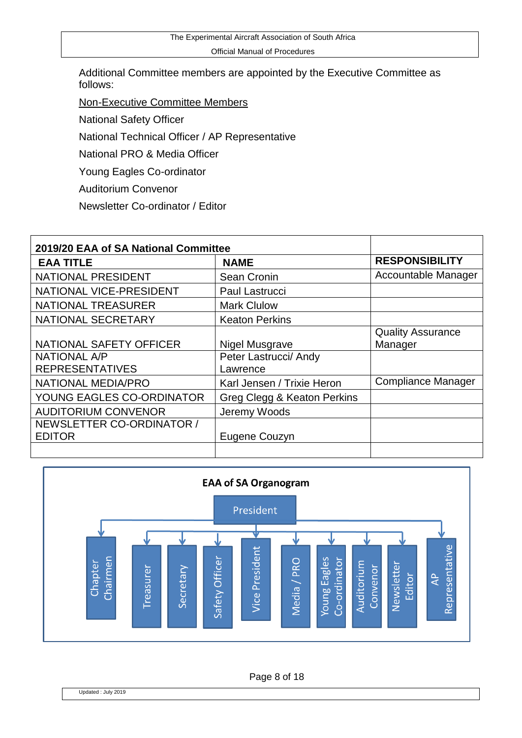Additional Committee members are appointed by the Executive Committee as follows:

<u>Non-Executive Committee Members</u>

National Safety Officer

National Technical Officer / AP Representative

National PRO & Media Officer

Young Eagles Co-ordinator

Auditorium Convenor

Newsletter Co-ordinator / Editor

| **2019/20 EAA of SA National Committee** | | |
|---|---|---|
| **EAA TITLE** | **NAME** | **RESPONSIBILITY** |
| NATIONAL PRESIDENT | Sean Cronin | Accountable Manager |
| NATIONAL VICE-PRESIDENT | Paul Lastrucci | |
| NATIONAL TREASURER | Mark Clulow | |
| NATIONAL SECRETARY | Keaton Perkins | |
| NATIONAL SAFETY OFFICER | Nigel Musgrave | Quality Assurance Manager |
| NATIONAL A/P REPRESENTATIVES | Peter Lastrucci/ Andy Lawrence | |
| NATIONAL MEDIA/PRO | Karl Jensen / Trixie Heron | Compliance Manager |
| YOUNG EAGLES CO-ORDINATOR | Greg Clegg & Keaton Perkins | |
| AUDITORIUM CONVENOR | Jeremy Woods | |
| NEWSLETTER CO-ORDINATOR / EDITOR | Eugene Couzyn | |
| | | |

**EAA of SA Organogram**

- President
  - Chapter Chairmen
  - Treasurer
  - Secretary
  - Safety Officer
  - Vice President
  - Media / PRO
  - Young Eagles Co-ordinator
  - Auditorium Convenor
  - Newsletter Editor
  - AP Representative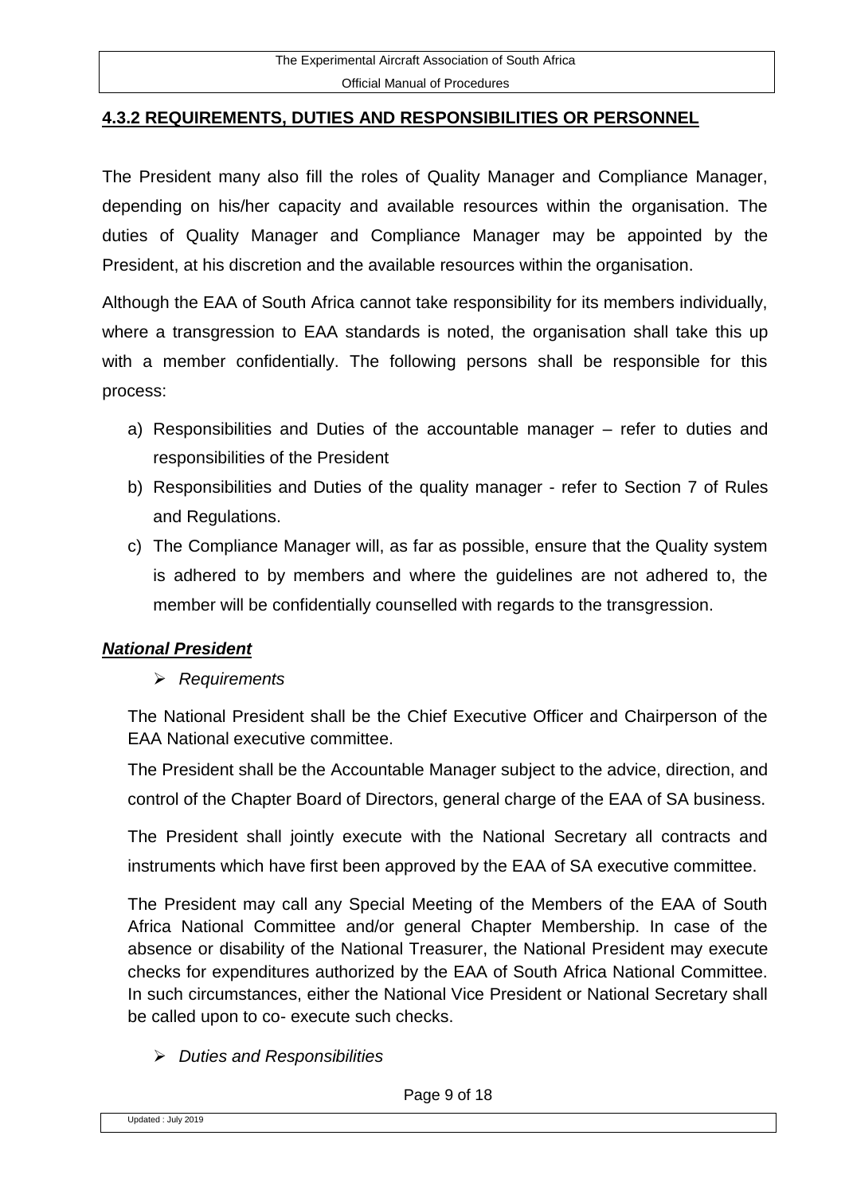## 4.3.2 REQUIREMENTS, DUTIES AND RESPONSIBILITIES OR PERSONNEL

The President many also fill the roles of Quality Manager and Compliance Manager, depending on his/her capacity and available resources within the organisation. The duties of Quality Manager and Compliance Manager may be appointed by the President, at his discretion and the available resources within the organisation.

Although the EAA of South Africa cannot take responsibility for its members individually, where a transgression to EAA standards is noted, the organisation shall take this up with a member confidentially. The following persons shall be responsible for this process:

a) Responsibilities and Duties of the accountable manager – refer to duties and responsibilities of the President
b) Responsibilities and Duties of the quality manager - refer to Section 7 of Rules and Regulations.
c) The Compliance Manager will, as far as possible, ensure that the Quality system is adhered to by members and where the guidelines are not adhered to, the member will be confidentially counselled with regards to the transgression.

### ***National President***

- *Requirements*

The National President shall be the Chief Executive Officer and Chairperson of the EAA National executive committee.

The President shall be the Accountable Manager subject to the advice, direction, and control of the Chapter Board of Directors, general charge of the EAA of SA business.

The President shall jointly execute with the National Secretary all contracts and instruments which have first been approved by the EAA of SA executive committee.

The President may call any Special Meeting of the Members of the EAA of South Africa National Committee and/or general Chapter Membership. In case of the absence or disability of the National Treasurer, the National President may execute checks for expenditures authorized by the EAA of South Africa National Committee. In such circumstances, either the National Vice President or National Secretary shall be called upon to co- execute such checks.

- *Duties and Responsibilities*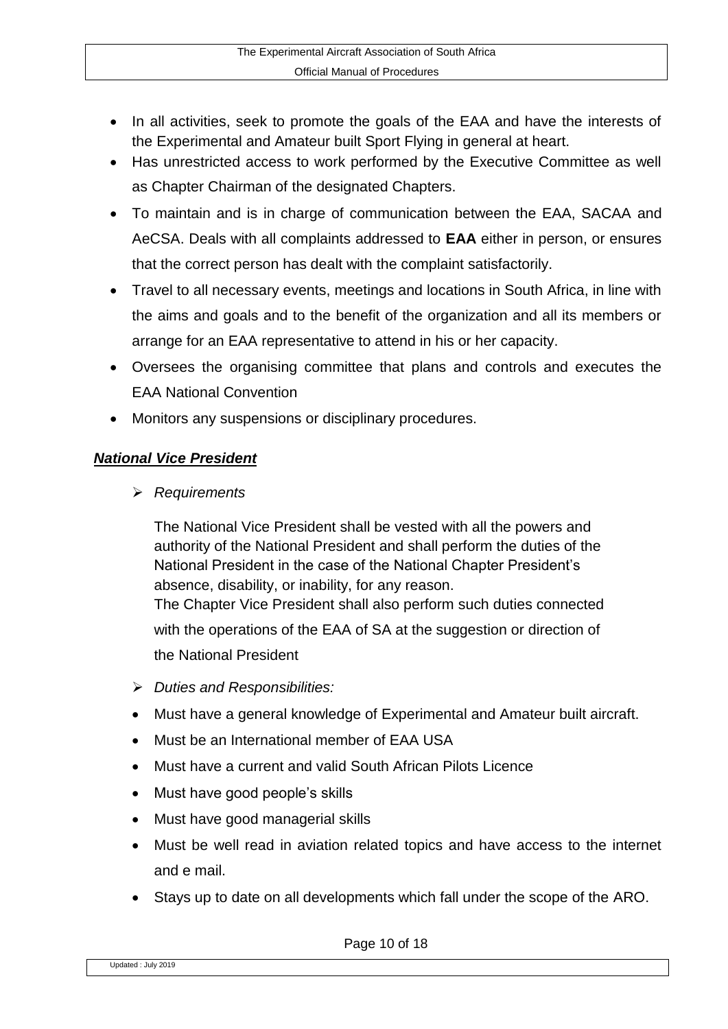- In all activities, seek to promote the goals of the EAA and have the interests of the Experimental and Amateur built Sport Flying in general at heart.
- Has unrestricted access to work performed by the Executive Committee as well as Chapter Chairman of the designated Chapters.
- To maintain and is in charge of communication between the EAA, SACAA and AeCSA. Deals with all complaints addressed to **EAA** either in person, or ensures that the correct person has dealt with the complaint satisfactorily.
- Travel to all necessary events, meetings and locations in South Africa, in line with the aims and goals and to the benefit of the organization and all its members or arrange for an EAA representative to attend in his or her capacity.
- Oversees the organising committee that plans and controls and executes the EAA National Convention
- Monitors any suspensions or disciplinary procedures.

***National Vice President***

- *Requirements*

  The National Vice President shall be vested with all the powers and authority of the National President and shall perform the duties of the National President in the case of the National Chapter President's absence, disability, or inability, for any reason.
  The Chapter Vice President shall also perform such duties connected with the operations of the EAA of SA at the suggestion or direction of the National President

- *Duties and Responsibilities:*

- Must have a general knowledge of Experimental and Amateur built aircraft.
- Must be an International member of EAA USA
- Must have a current and valid South African Pilots Licence
- Must have good people's skills
- Must have good managerial skills
- Must be well read in aviation related topics and have access to the internet and e mail.
- Stays up to date on all developments which fall under the scope of the ARO.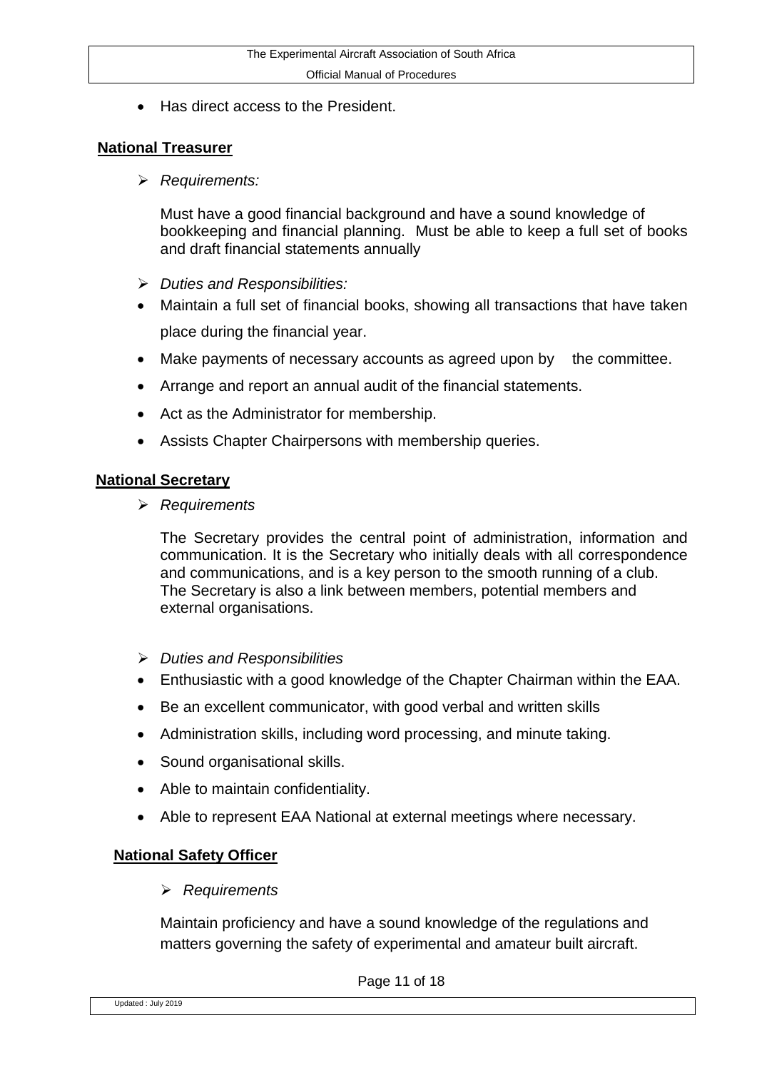- Has direct access to the President.

## National Treasurer

- *Requirements:*

  Must have a good financial background and have a sound knowledge of bookkeeping and financial planning. Must be able to keep a full set of books and draft financial statements annually

- *Duties and Responsibilities:*
- Maintain a full set of financial books, showing all transactions that have taken place during the financial year.
- Make payments of necessary accounts as agreed upon by the committee.
- Arrange and report an annual audit of the financial statements.
- Act as the Administrator for membership.
- Assists Chapter Chairpersons with membership queries.

## National Secretary

- *Requirements*

  The Secretary provides the central point of administration, information and communication. It is the Secretary who initially deals with all correspondence and communications, and is a key person to the smooth running of a club. The Secretary is also a link between members, potential members and external organisations.

- *Duties and Responsibilities*
- Enthusiastic with a good knowledge of the Chapter Chairman within the EAA.
- Be an excellent communicator, with good verbal and written skills
- Administration skills, including word processing, and minute taking.
- Sound organisational skills.
- Able to maintain confidentiality.
- Able to represent EAA National at external meetings where necessary.

## National Safety Officer

- *Requirements*

  Maintain proficiency and have a sound knowledge of the regulations and matters governing the safety of experimental and amateur built aircraft.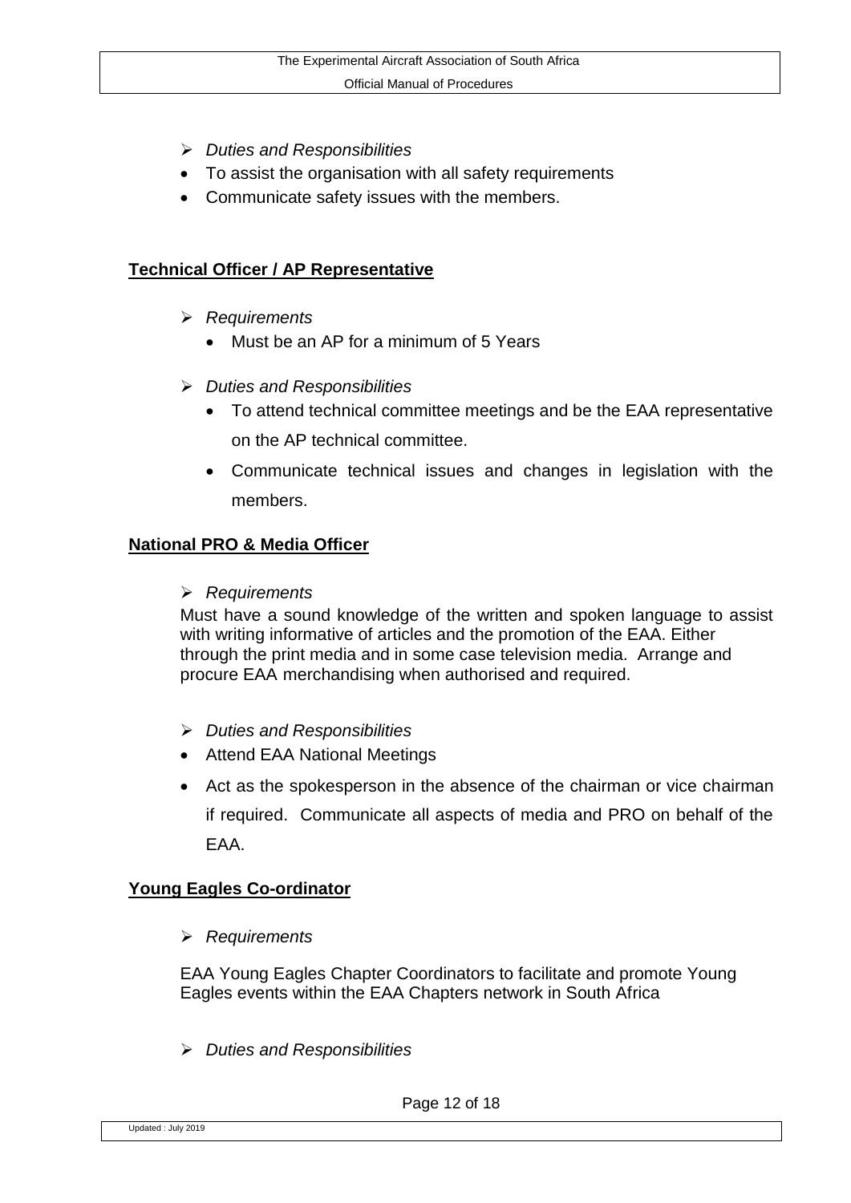- *Duties and Responsibilities*
- To assist the organisation with all safety requirements
- Communicate safety issues with the members.

## Technical Officer / AP Representative

- *Requirements*
  - Must be an AP for a minimum of 5 Years
- *Duties and Responsibilities*
  - To attend technical committee meetings and be the EAA representative on the AP technical committee.
  - Communicate technical issues and changes in legislation with the members.

## National PRO & Media Officer

- *Requirements*

Must have a sound knowledge of the written and spoken language to assist with writing informative of articles and the promotion of the EAA. Either through the print media and in some case television media. Arrange and procure EAA merchandising when authorised and required.

- *Duties and Responsibilities*
- Attend EAA National Meetings
- Act as the spokesperson in the absence of the chairman or vice chairman if required. Communicate all aspects of media and PRO on behalf of the EAA.

## Young Eagles Co-ordinator

- *Requirements*

EAA Young Eagles Chapter Coordinators to facilitate and promote Young Eagles events within the EAA Chapters network in South Africa

- *Duties and Responsibilities*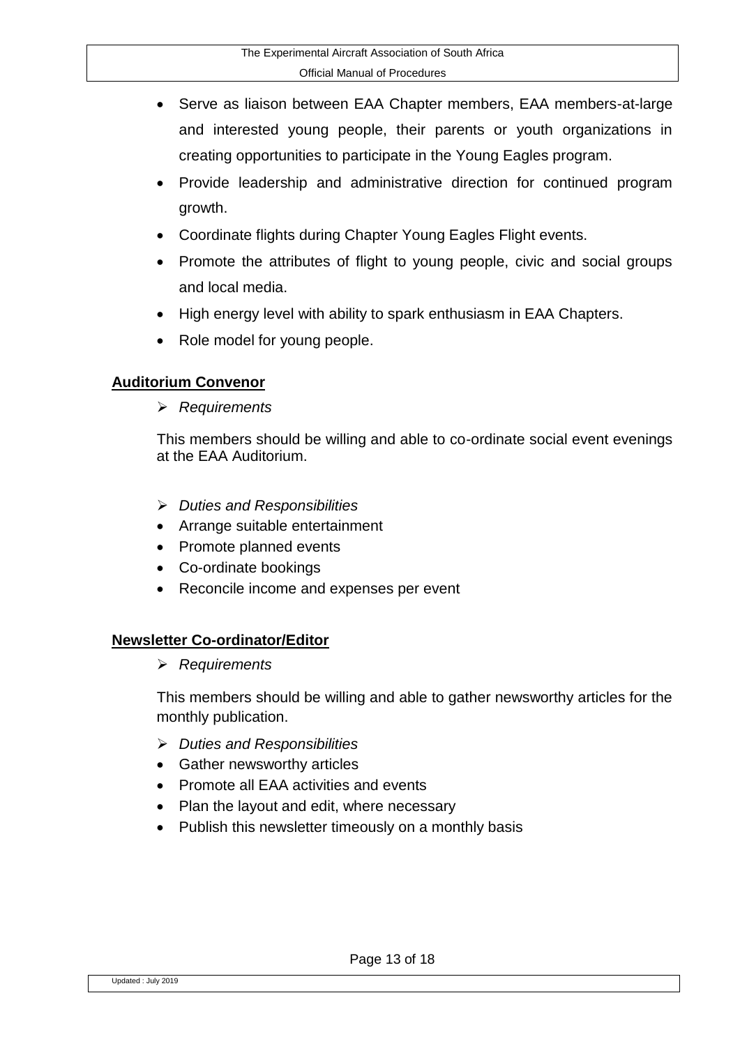- Serve as liaison between EAA Chapter members, EAA members-at-large and interested young people, their parents or youth organizations in creating opportunities to participate in the Young Eagles program.
- Provide leadership and administrative direction for continued program growth.
- Coordinate flights during Chapter Young Eagles Flight events.
- Promote the attributes of flight to young people, civic and social groups and local media.
- High energy level with ability to spark enthusiasm in EAA Chapters.
- Role model for young people.

## Auditorium Convenor

- *Requirements*

This members should be willing and able to co-ordinate social event evenings at the EAA Auditorium.

- *Duties and Responsibilities*
- Arrange suitable entertainment
- Promote planned events
- Co-ordinate bookings
- Reconcile income and expenses per event

## Newsletter Co-ordinator/Editor

- *Requirements*

This members should be willing and able to gather newsworthy articles for the monthly publication.

- *Duties and Responsibilities*
- Gather newsworthy articles
- Promote all EAA activities and events
- Plan the layout and edit, where necessary
- Publish this newsletter timeously on a monthly basis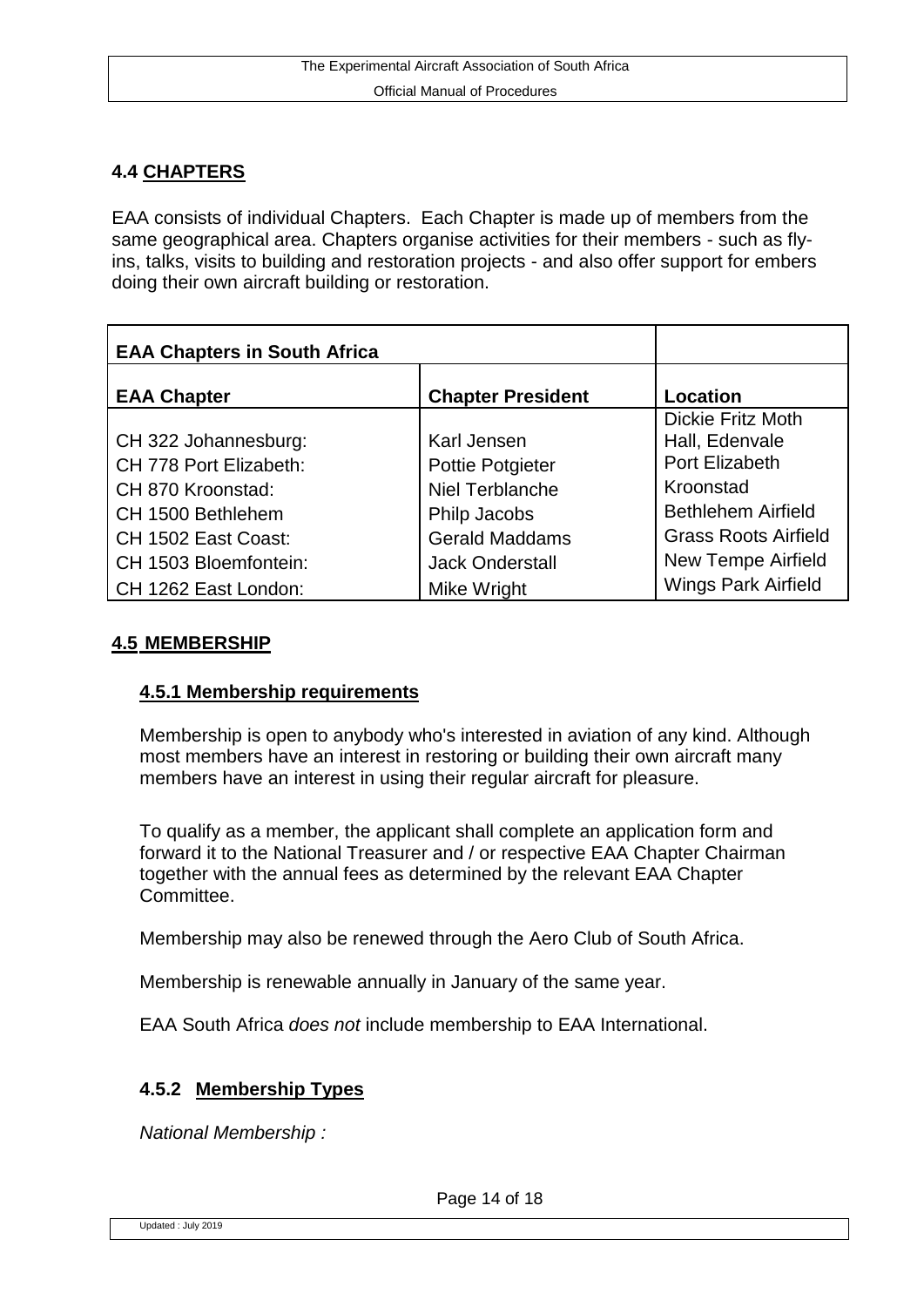## 4.4 CHAPTERS

EAA consists of individual Chapters. Each Chapter is made up of members from the same geographical area. Chapters organise activities for their members - such as fly-ins, talks, visits to building and restoration projects - and also offer support for embers doing their own aircraft building or restoration.

| EAA Chapters in South Africa | | |
|---|---|---|
| **EAA Chapter** | **Chapter President** | **Location** |
| CH 322 Johannesburg: | Karl Jensen | Dickie Fritz Moth Hall, Edenvale |
| CH 778 Port Elizabeth: | Pottie Potgieter | Port Elizabeth |
| CH 870 Kroonstad: | Niel Terblanche | Kroonstad |
| CH 1500 Bethlehem | Philp Jacobs | Bethlehem Airfield |
| CH 1502 East Coast: | Gerald Maddams | Grass Roots Airfield |
| CH 1503 Bloemfontein: | Jack Onderstall | New Tempe Airfield |
| CH 1262 East London: | Mike Wright | Wings Park Airfield |

## 4.5 MEMBERSHIP

### 4.5.1 Membership requirements

Membership is open to anybody who's interested in aviation of any kind. Although most members have an interest in restoring or building their own aircraft many members have an interest in using their regular aircraft for pleasure.

To qualify as a member, the applicant shall complete an application form and forward it to the National Treasurer and / or respective EAA Chapter Chairman together with the annual fees as determined by the relevant EAA Chapter Committee.

Membership may also be renewed through the Aero Club of South Africa.

Membership is renewable annually in January of the same year.

EAA South Africa *does not* include membership to EAA International.

### 4.5.2 Membership Types

*National Membership :*

Updated : July 2019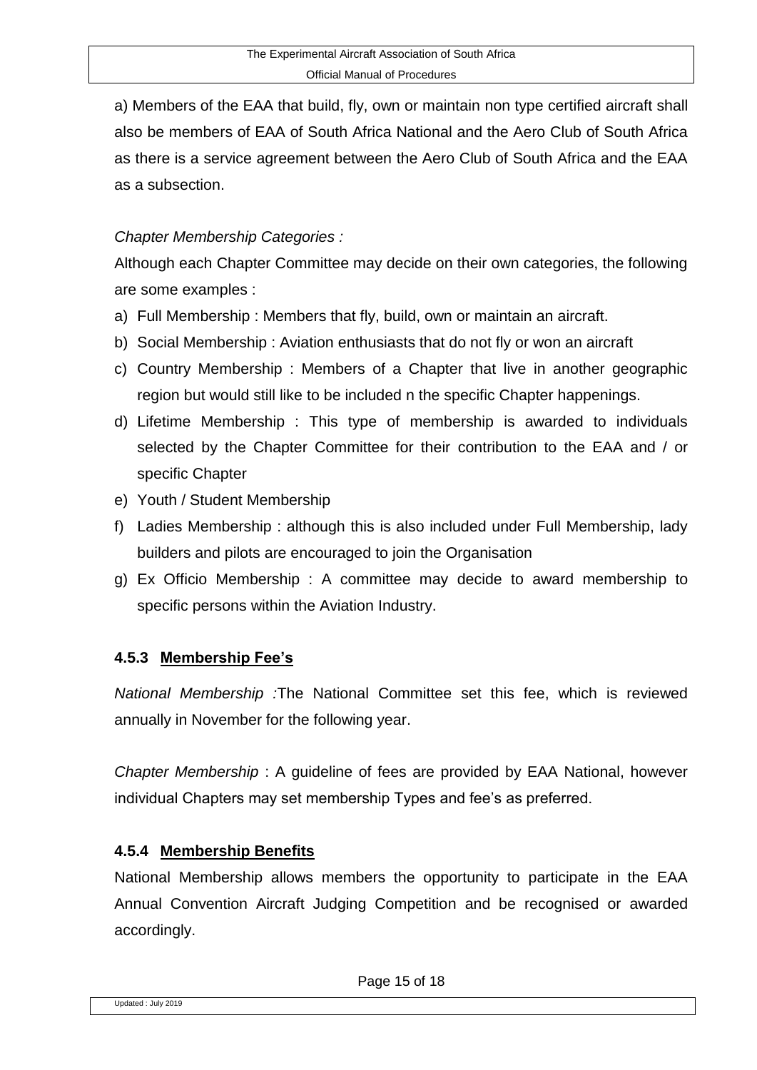a) Members of the EAA that build, fly, own or maintain non type certified aircraft shall also be members of EAA of South Africa National and the Aero Club of South Africa as there is a service agreement between the Aero Club of South Africa and the EAA as a subsection.

*Chapter Membership Categories :*

Although each Chapter Committee may decide on their own categories, the following are some examples :

a) Full Membership : Members that fly, build, own or maintain an aircraft.
b) Social Membership : Aviation enthusiasts that do not fly or won an aircraft
c) Country Membership : Members of a Chapter that live in another geographic region but would still like to be included n the specific Chapter happenings.
d) Lifetime Membership : This type of membership is awarded to individuals selected by the Chapter Committee for their contribution to the EAA and / or specific Chapter
e) Youth / Student Membership
f) Ladies Membership : although this is also included under Full Membership, lady builders and pilots are encouraged to join the Organisation
g) Ex Officio Membership : A committee may decide to award membership to specific persons within the Aviation Industry.

#### 4.5.3 <u>Membership Fee's</u>

*National Membership :*The National Committee set this fee, which is reviewed annually in November for the following year.

*Chapter Membership* : A guideline of fees are provided by EAA National, however individual Chapters may set membership Types and fee's as preferred.

#### 4.5.4 <u>Membership Benefits</u>

National Membership allows members the opportunity to participate in the EAA Annual Convention Aircraft Judging Competition and be recognised or awarded accordingly.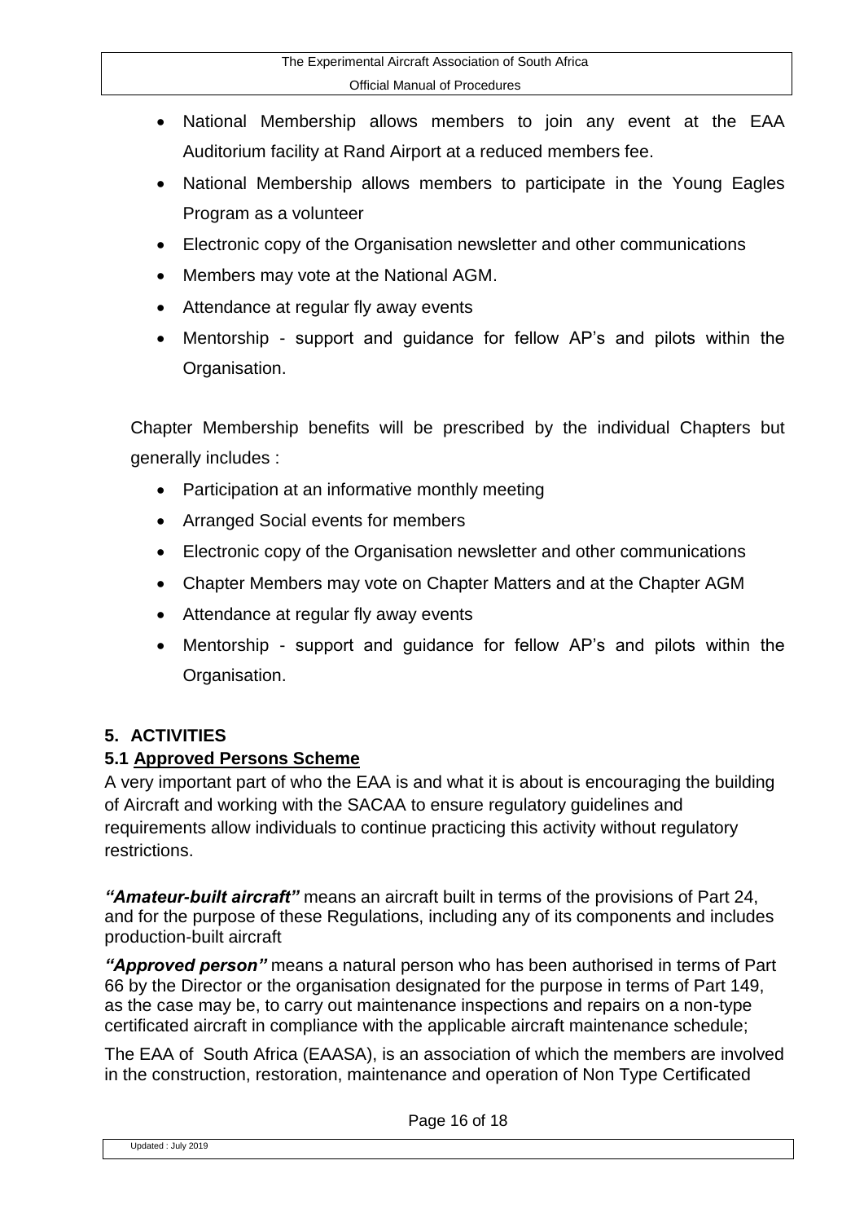- National Membership allows members to join any event at the EAA Auditorium facility at Rand Airport at a reduced members fee.
- National Membership allows members to participate in the Young Eagles Program as a volunteer
- Electronic copy of the Organisation newsletter and other communications
- Members may vote at the National AGM.
- Attendance at regular fly away events
- Mentorship - support and guidance for fellow AP's and pilots within the Organisation.

Chapter Membership benefits will be prescribed by the individual Chapters but generally includes :

- Participation at an informative monthly meeting
- Arranged Social events for members
- Electronic copy of the Organisation newsletter and other communications
- Chapter Members may vote on Chapter Matters and at the Chapter AGM
- Attendance at regular fly away events
- Mentorship - support and guidance for fellow AP's and pilots within the Organisation.

## 5. ACTIVITIES

### 5.1 Approved Persons Scheme

A very important part of who the EAA is and what it is about is encouraging the building of Aircraft and working with the SACAA to ensure regulatory guidelines and requirements allow individuals to continue practicing this activity without regulatory restrictions.

***"Amateur-built aircraft"*** means an aircraft built in terms of the provisions of Part 24, and for the purpose of these Regulations, including any of its components and includes production-built aircraft

***"Approved person"*** means a natural person who has been authorised in terms of Part 66 by the Director or the organisation designated for the purpose in terms of Part 149, as the case may be, to carry out maintenance inspections and repairs on a non-type certificated aircraft in compliance with the applicable aircraft maintenance schedule;

The EAA of South Africa (EAASA), is an association of which the members are involved in the construction, restoration, maintenance and operation of Non Type Certificated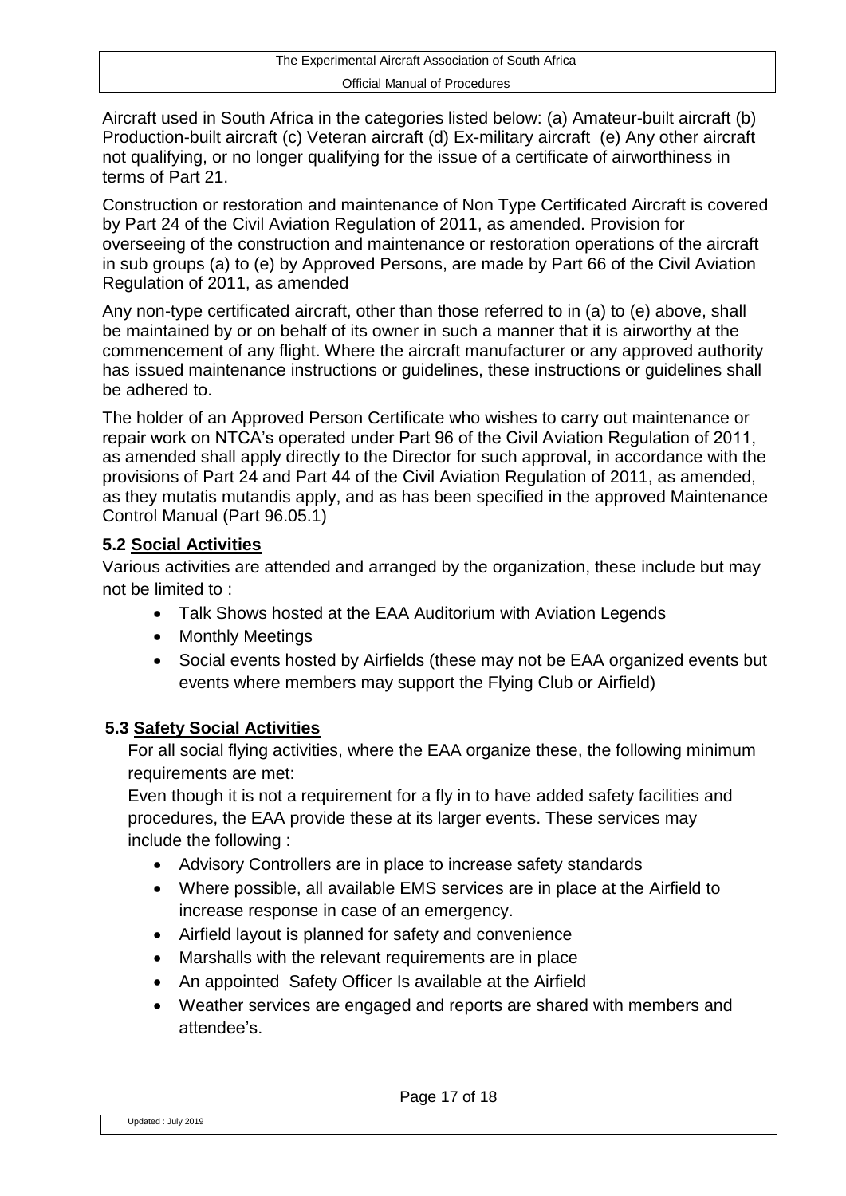Aircraft used in South Africa in the categories listed below: (a) Amateur-built aircraft (b) Production-built aircraft (c) Veteran aircraft (d) Ex-military aircraft (e) Any other aircraft not qualifying, or no longer qualifying for the issue of a certificate of airworthiness in terms of Part 21.

Construction or restoration and maintenance of Non Type Certificated Aircraft is covered by Part 24 of the Civil Aviation Regulation of 2011, as amended. Provision for overseeing of the construction and maintenance or restoration operations of the aircraft in sub groups (a) to (e) by Approved Persons, are made by Part 66 of the Civil Aviation Regulation of 2011, as amended

Any non-type certificated aircraft, other than those referred to in (a) to (e) above, shall be maintained by or on behalf of its owner in such a manner that it is airworthy at the commencement of any flight. Where the aircraft manufacturer or any approved authority has issued maintenance instructions or guidelines, these instructions or guidelines shall be adhered to.

The holder of an Approved Person Certificate who wishes to carry out maintenance or repair work on NTCA's operated under Part 96 of the Civil Aviation Regulation of 2011, as amended shall apply directly to the Director for such approval, in accordance with the provisions of Part 24 and Part 44 of the Civil Aviation Regulation of 2011, as amended, as they mutatis mutandis apply, and as has been specified in the approved Maintenance Control Manual (Part 96.05.1)

### 5.2 Social Activities

Various activities are attended and arranged by the organization, these include but may not be limited to :

- Talk Shows hosted at the EAA Auditorium with Aviation Legends
- Monthly Meetings
- Social events hosted by Airfields (these may not be EAA organized events but events where members may support the Flying Club or Airfield)

### 5.3 Safety Social Activities

For all social flying activities, where the EAA organize these, the following minimum requirements are met:

Even though it is not a requirement for a fly in to have added safety facilities and procedures, the EAA provide these at its larger events. These services may include the following :

- Advisory Controllers are in place to increase safety standards
- Where possible, all available EMS services are in place at the Airfield to increase response in case of an emergency.
- Airfield layout is planned for safety and convenience
- Marshalls with the relevant requirements are in place
- An appointed Safety Officer Is available at the Airfield
- Weather services are engaged and reports are shared with members and attendee's.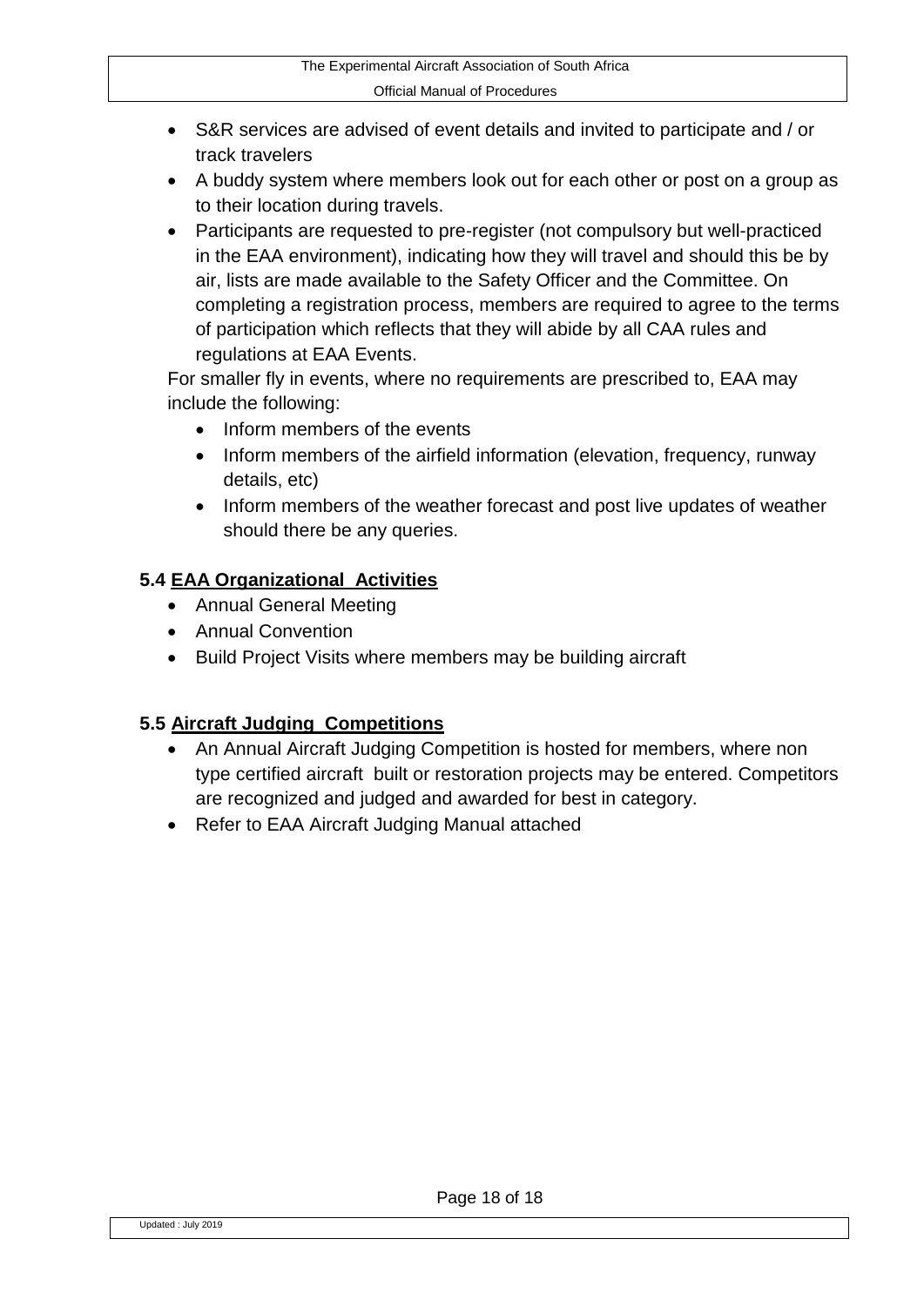- S&R services are advised of event details and invited to participate and / or track travelers
- A buddy system where members look out for each other or post on a group as to their location during travels.
- Participants are requested to pre-register (not compulsory but well-practiced in the EAA environment), indicating how they will travel and should this be by air, lists are made available to the Safety Officer and the Committee. On completing a registration process, members are required to agree to the terms of participation which reflects that they will abide by all CAA rules and regulations at EAA Events.

For smaller fly in events, where no requirements are prescribed to, EAA may include the following:

- Inform members of the events
- Inform members of the airfield information (elevation, frequency, runway details, etc)
- Inform members of the weather forecast and post live updates of weather should there be any queries.

### 5.4 EAA Organizational Activities

- Annual General Meeting
- Annual Convention
- Build Project Visits where members may be building aircraft

### 5.5 Aircraft Judging Competitions

- An Annual Aircraft Judging Competition is hosted for members, where non type certified aircraft built or restoration projects may be entered. Competitors are recognized and judged and awarded for best in category.
- Refer to EAA Aircraft Judging Manual attached